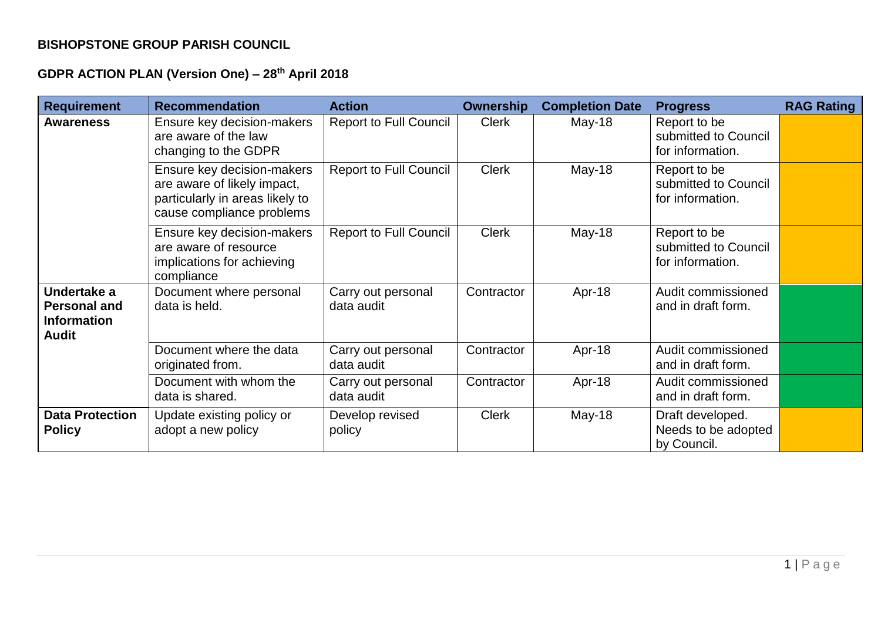**BISHOPSTONE GROUP PARISH COUNCIL**

**GDPR ACTION PLAN (Version One) – 28th April 2018**

| Requirement | Recommendation | Action | Ownership | Completion Date | Progress | RAG Rating |
|---|---|---|---|---|---|---|
| **Awareness** | Ensure key decision-makers are aware of the law changing to the GDPR | Report to Full Council | Clerk | May-18 | Report to be submitted to Council for information. | |
| | Ensure key decision-makers are aware of likely impact, particularly in areas likely to cause compliance problems | Report to Full Council | Clerk | May-18 | Report to be submitted to Council for information. | |
| | Ensure key decision-makers are aware of resource implications for achieving compliance | Report to Full Council | Clerk | May-18 | Report to be submitted to Council for information. | |
| **Undertake a Personal and Information Audit** | Document where personal data is held. | Carry out personal data audit | Contractor | Apr-18 | Audit commissioned and in draft form. | |
| | Document where the data originated from. | Carry out personal data audit | Contractor | Apr-18 | Audit commissioned and in draft form. | |
| | Document with whom the data is shared. | Carry out personal data audit | Contractor | Apr-18 | Audit commissioned and in draft form. | |
| **Data Protection Policy** | Update existing policy or adopt a new policy | Develop revised policy | Clerk | May-18 | Draft developed. Needs to be adopted by Council. | |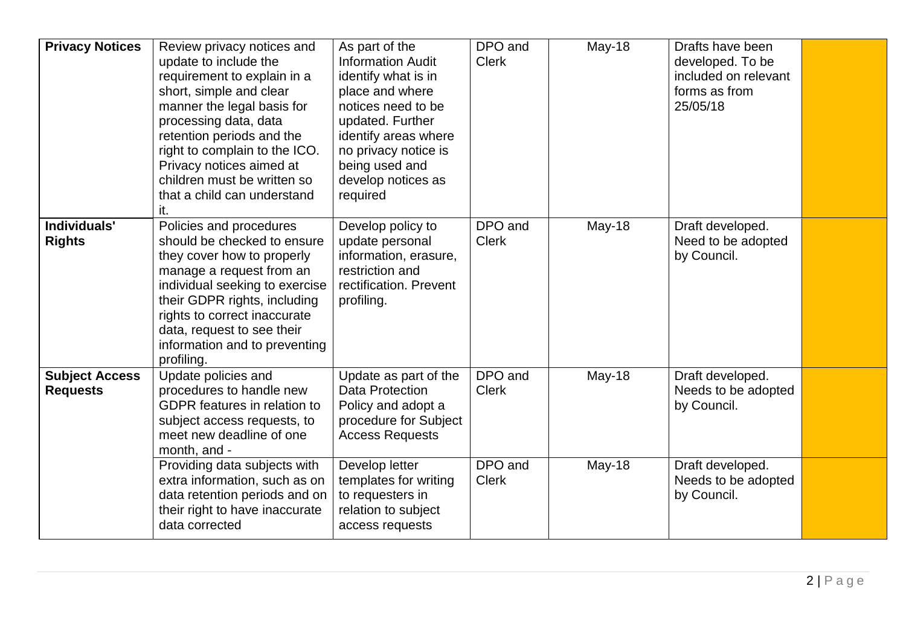| | | | | | | |
|---|---|---|---|---|---|---|
| **Privacy Notices** | Review privacy notices and update to include the requirement to explain in a short, simple and clear manner the legal basis for processing data, data retention periods and the right to complain to the ICO. Privacy notices aimed at children must be written so that a child can understand it. | As part of the Information Audit identify what is in place and where notices need to be updated. Further identify areas where no privacy notice is being used and develop notices as required | DPO and Clerk | May-18 | Drafts have been developed. To be included on relevant forms as from 25/05/18 | |
| **Individuals' Rights** | Policies and procedures should be checked to ensure they cover how to properly manage a request from an individual seeking to exercise their GDPR rights, including rights to correct inaccurate data, request to see their information and to preventing profiling. | Develop policy to update personal information, erasure, restriction and rectification. Prevent profiling. | DPO and Clerk | May-18 | Draft developed. Need to be adopted by Council. | |
| **Subject Access Requests** | Update policies and procedures to handle new GDPR features in relation to subject access requests, to meet new deadline of one month, and - | Update as part of the Data Protection Policy and adopt a procedure for Subject Access Requests | DPO and Clerk | May-18 | Draft developed. Needs to be adopted by Council. | |
| | Providing data subjects with extra information, such as on data retention periods and on their right to have inaccurate data corrected | Develop letter templates for writing to requesters in relation to subject access requests | DPO and Clerk | May-18 | Draft developed. Needs to be adopted by Council. | |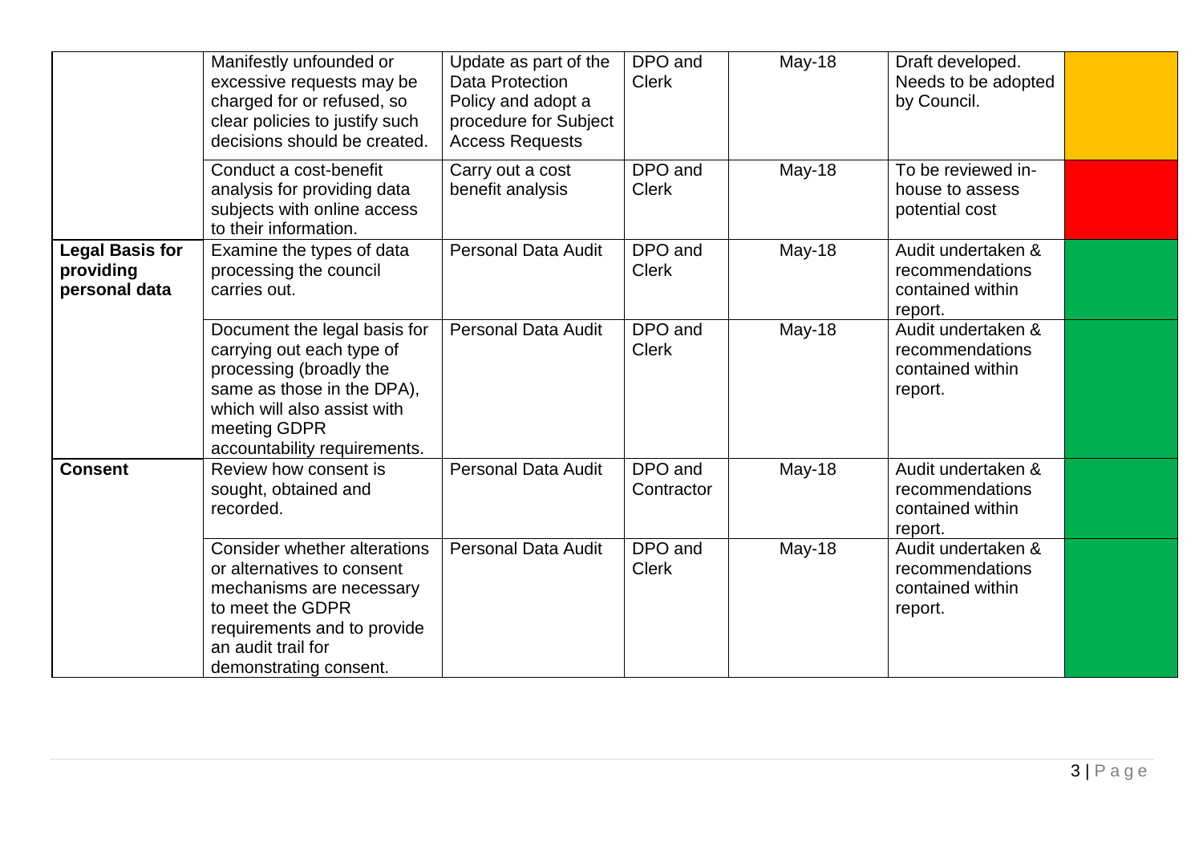| | | | | | | |
|---|---|---|---|---|---|---|
| | Manifestly unfounded or excessive requests may be charged for or refused, so clear policies to justify such decisions should be created. | Update as part of the Data Protection Policy and adopt a procedure for Subject Access Requests | DPO and Clerk | May-18 | Draft developed. Needs to be adopted by Council. | |
| | Conduct a cost-benefit analysis for providing data subjects with online access to their information. | Carry out a cost benefit analysis | DPO and Clerk | May-18 | To be reviewed in-house to assess potential cost | |
| **Legal Basis for providing personal data** | Examine the types of data processing the council carries out. | Personal Data Audit | DPO and Clerk | May-18 | Audit undertaken & recommendations contained within report. | |
| | Document the legal basis for carrying out each type of processing (broadly the same as those in the DPA), which will also assist with meeting GDPR accountability requirements. | Personal Data Audit | DPO and Clerk | May-18 | Audit undertaken & recommendations contained within report. | |
| **Consent** | Review how consent is sought, obtained and recorded. | Personal Data Audit | DPO and Contractor | May-18 | Audit undertaken & recommendations contained within report. | |
| | Consider whether alterations or alternatives to consent mechanisms are necessary to meet the GDPR requirements and to provide an audit trail for demonstrating consent. | Personal Data Audit | DPO and Clerk | May-18 | Audit undertaken & recommendations contained within report. | |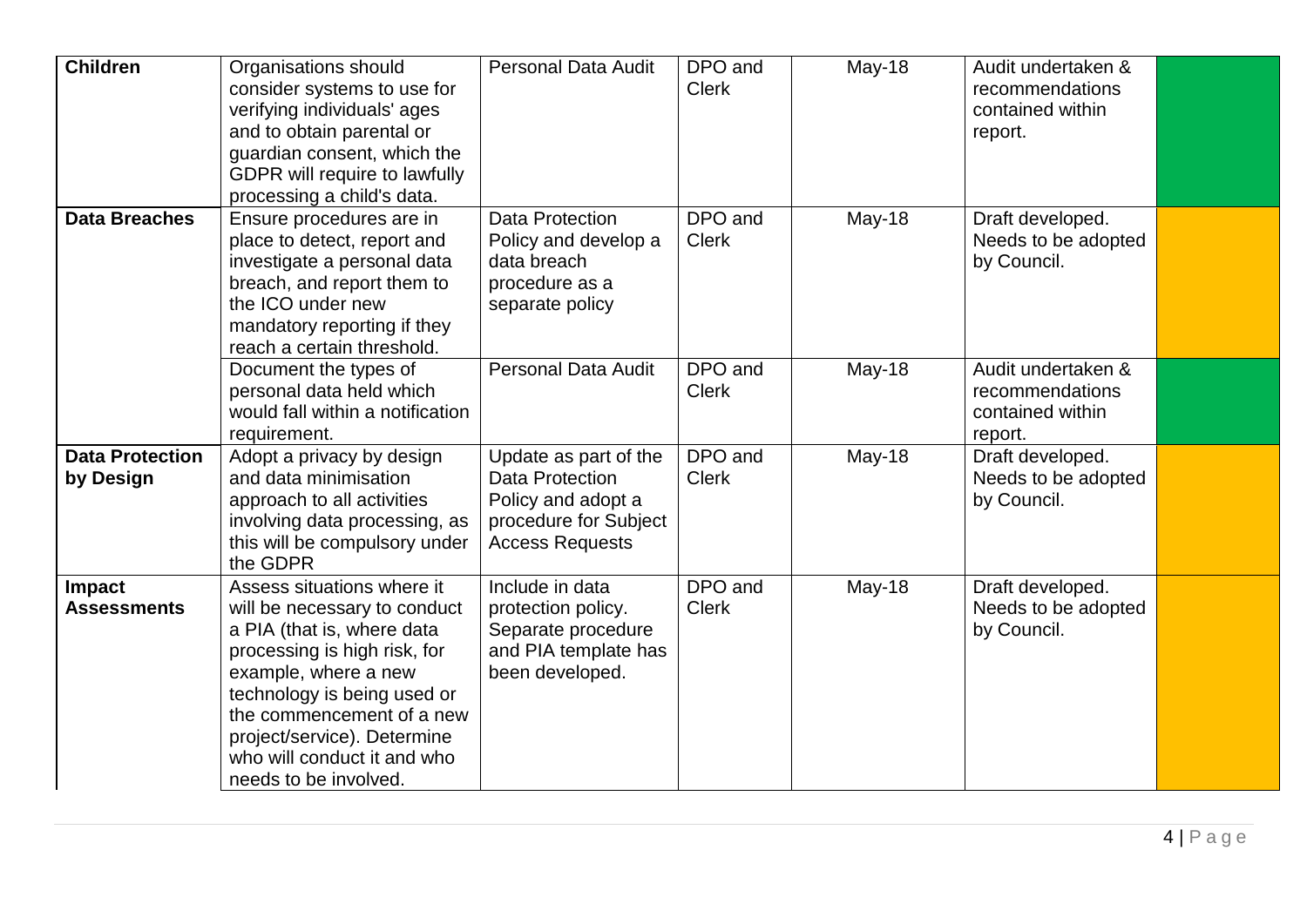| | | | | | | |
|---|---|---|---|---|---|---|
| **Children** | Organisations should consider systems to use for verifying individuals' ages and to obtain parental or guardian consent, which the GDPR will require to lawfully processing a child's data. | Personal Data Audit | DPO and Clerk | May-18 | Audit undertaken & recommendations contained within report. | |
| **Data Breaches** | Ensure procedures are in place to detect, report and investigate a personal data breach, and report them to the ICO under new mandatory reporting if they reach a certain threshold. | Data Protection Policy and develop a data breach procedure as a separate policy | DPO and Clerk | May-18 | Draft developed. Needs to be adopted by Council. | |
| | Document the types of personal data held which would fall within a notification requirement. | Personal Data Audit | DPO and Clerk | May-18 | Audit undertaken & recommendations contained within report. | |
| **Data Protection by Design** | Adopt a privacy by design and data minimisation approach to all activities involving data processing, as this will be compulsory under the GDPR | Update as part of the Data Protection Policy and adopt a procedure for Subject Access Requests | DPO and Clerk | May-18 | Draft developed. Needs to be adopted by Council. | |
| **Impact Assessments** | Assess situations where it will be necessary to conduct a PIA (that is, where data processing is high risk, for example, where a new technology is being used or the commencement of a new project/service). Determine who will conduct it and who needs to be involved. | Include in data protection policy. Separate procedure and PIA template has been developed. | DPO and Clerk | May-18 | Draft developed. Needs to be adopted by Council. | |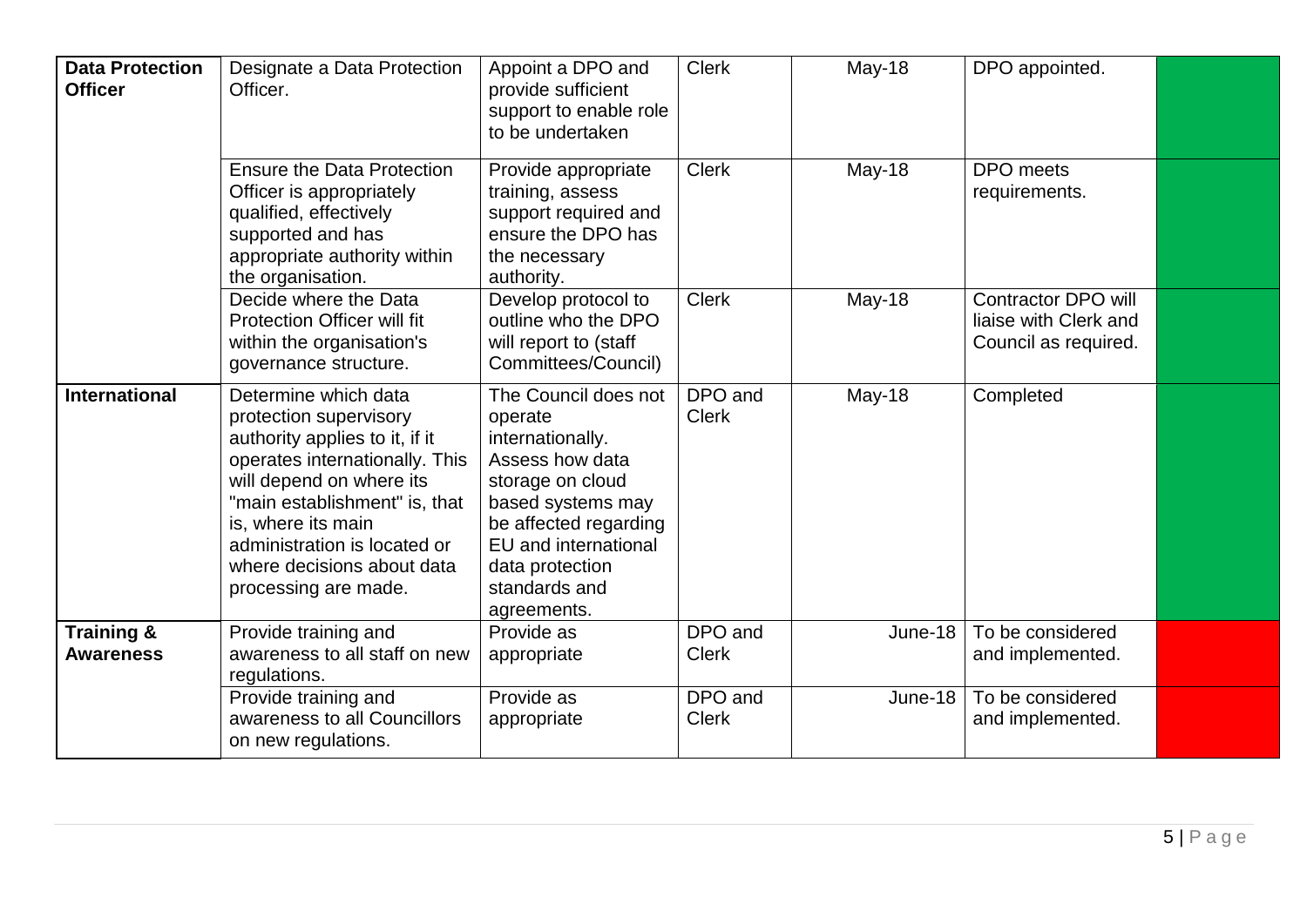| | | | | | | |
|---|---|---|---|---|---|---|
| **Data Protection Officer** | Designate a Data Protection Officer. | Appoint a DPO and provide sufficient support to enable role to be undertaken | Clerk | May-18 | DPO appointed. | |
| | Ensure the Data Protection Officer is appropriately qualified, effectively supported and has appropriate authority within the organisation. | Provide appropriate training, assess support required and ensure the DPO has the necessary authority. | Clerk | May-18 | DPO meets requirements. | |
| | Decide where the Data Protection Officer will fit within the organisation's governance structure. | Develop protocol to outline who the DPO will report to (staff Committees/Council) | Clerk | May-18 | Contractor DPO will liaise with Clerk and Council as required. | |
| **International** | Determine which data protection supervisory authority applies to it, if it operates internationally. This will depend on where its "main establishment" is, that is, where its main administration is located or where decisions about data processing are made. | The Council does not operate internationally. Assess how data storage on cloud based systems may be affected regarding EU and international data protection standards and agreements. | DPO and Clerk | May-18 | Completed | |
| **Training & Awareness** | Provide training and awareness to all staff on new regulations. | Provide as appropriate | DPO and Clerk | June-18 | To be considered and implemented. | |
| | Provide training and awareness to all Councillors on new regulations. | Provide as appropriate | DPO and Clerk | June-18 | To be considered and implemented. | |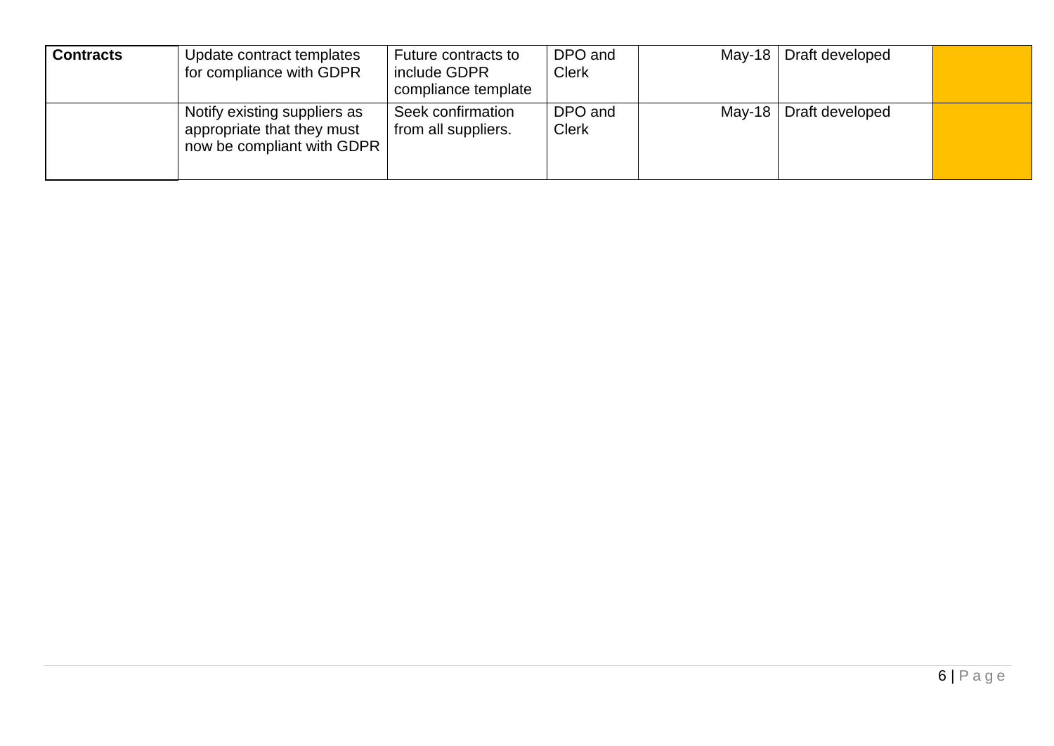| | | | | | | |
|---|---|---|---|---|---|---|
| **Contracts** | Update contract templates for compliance with GDPR | Future contracts to include GDPR compliance template | DPO and Clerk | May-18 | Draft developed | |
| | Notify existing suppliers as appropriate that they must now be compliant with GDPR | Seek confirmation from all suppliers. | DPO and Clerk | May-18 | Draft developed | |